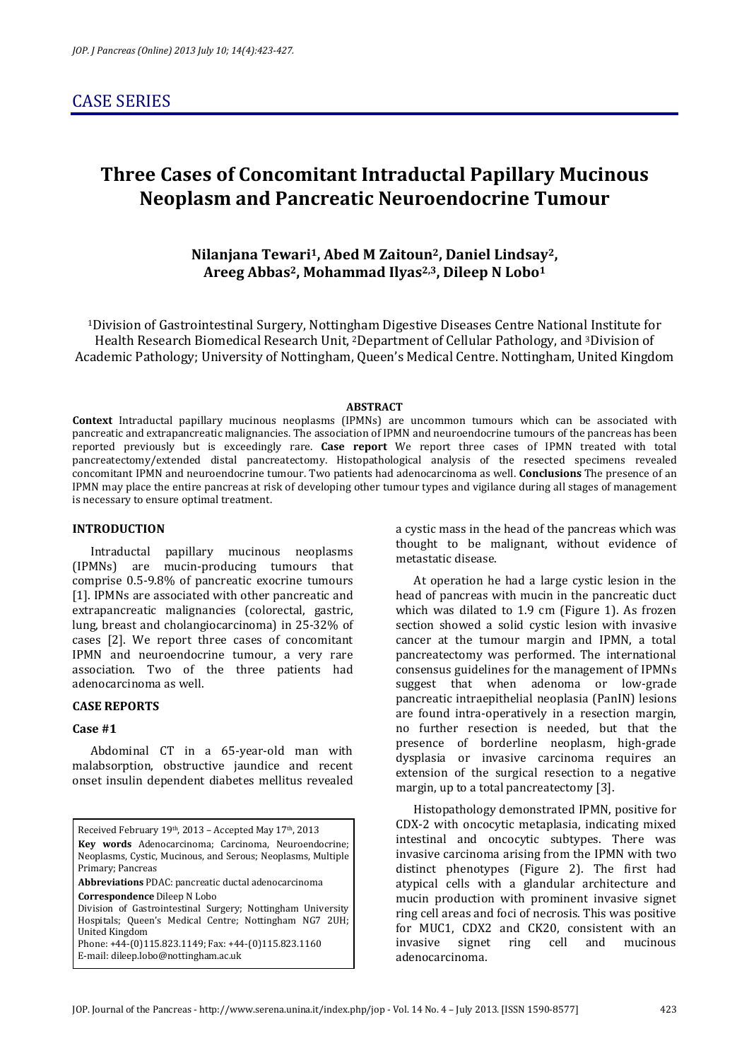## CASE SERIES

# Three Cases of Concomitant Intraductal Papillary Mucinous Neoplasm and Pancreatic Neuroendocrine Tumour

**Nilanjana Tewari[1], Abed M Zaitoun[2], Daniel Lindsay[2], Areeg Abbas[2], Mohammad Ilyas[2,3], Dileep N Lobo[1]**

[1]Division of Gastrointestinal Surgery, Nottingham Digestive Diseases Centre National Institute for Health Research Biomedical Research Unit, [2]Department of Cellular Pathology, and [3]Division of Academic Pathology; University of Nottingham, Queen's Medical Centre. Nottingham, United Kingdom

### ABSTRACT

**Context** Intraductal papillary mucinous neoplasms (IPMNs) are uncommon tumours which can be associated with pancreatic and extrapancreatic malignancies. The association of IPMN and neuroendocrine tumours of the pancreas has been reported previously but is exceedingly rare. **Case report** We report three cases of IPMN treated with total pancreatectomy/extended distal pancreatectomy. Histopathological analysis of the resected specimens revealed concomitant IPMN and neuroendocrine tumour. Two patients had adenocarcinoma as well. **Conclusions** The presence of an IPMN may place the entire pancreas at risk of developing other tumour types and vigilance during all stages of management is necessary to ensure optimal treatment.

### INTRODUCTION

Intraductal papillary mucinous neoplasms (IPMNs) are mucin-producing tumours that comprise 0.5-9.8% of pancreatic exocrine tumours [1]. IPMNs are associated with other pancreatic and extrapancreatic malignancies (colorectal, gastric, lung, breast and cholangiocarcinoma) in 25-32% of cases [2]. We report three cases of concomitant IPMN and neuroendocrine tumour, a very rare association. Two of the three patients had adenocarcinoma as well.

### CASE REPORTS

### Case #1

Abdominal CT in a 65-year-old man with malabsorption, obstructive jaundice and recent onset insulin dependent diabetes mellitus revealed a cystic mass in the head of the pancreas which was thought to be malignant, without evidence of metastatic disease.

At operation he had a large cystic lesion in the head of pancreas with mucin in the pancreatic duct which was dilated to 1.9 cm (Figure 1). As frozen section showed a solid cystic lesion with invasive cancer at the tumour margin and IPMN, a total pancreatectomy was performed. The international consensus guidelines for the management of IPMNs suggest that when adenoma or low-grade pancreatic intraepithelial neoplasia (PanIN) lesions are found intra-operatively in a resection margin, no further resection is needed, but that the presence of borderline neoplasm, high-grade dysplasia or invasive carcinoma requires an extension of the surgical resection to a negative margin, up to a total pancreatectomy [3].

Histopathology demonstrated IPMN, positive for CDX-2 with oncocytic metaplasia, indicating mixed intestinal and oncocytic subtypes. There was invasive carcinoma arising from the IPMN with two distinct phenotypes (Figure 2). The first had atypical cells with a glandular architecture and mucin production with prominent invasive signet ring cell areas and foci of necrosis. This was positive for MUC1, CDX2 and CK20, consistent with an invasive signet ring cell and mucinous adenocarcinoma.

Received February 19th, 2013 – Accepted May 17th, 2013

**Key words** Adenocarcinoma; Carcinoma, Neuroendocrine; Neoplasms, Cystic, Mucinous, and Serous; Neoplasms, Multiple Primary; Pancreas

**Abbreviations** PDAC: pancreatic ductal adenocarcinoma

**Correspondence** Dileep N Lobo
Division of Gastrointestinal Surgery; Nottingham University Hospitals; Queen's Medical Centre; Nottingham NG7 2UH; United Kingdom
Phone: +44-(0)115.823.1149; Fax: +44-(0)115.823.1160
E-mail: dileep.lobo@nottingham.ac.uk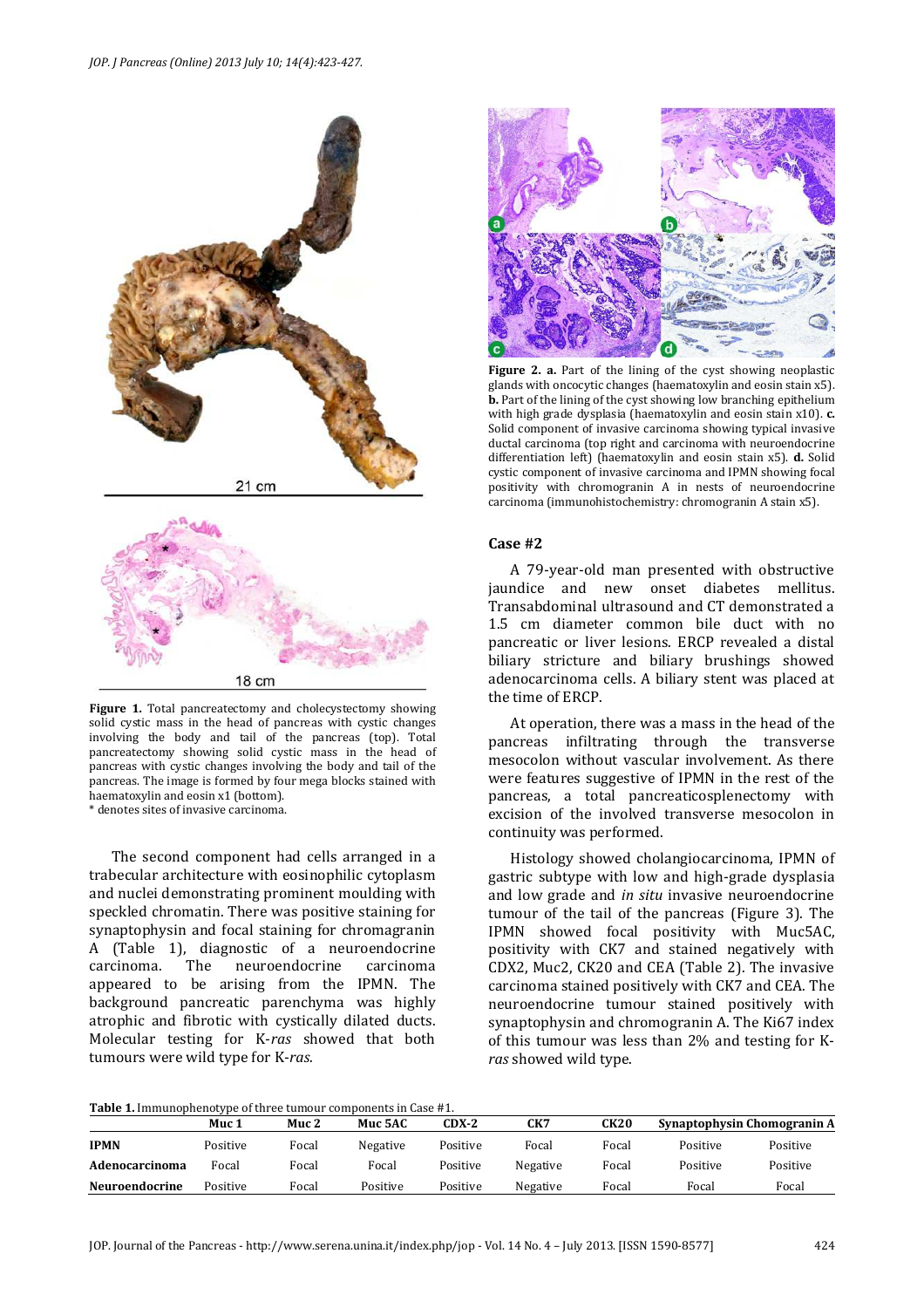Figure 1. Total pancreatectomy and cholecystectomy showing solid cystic mass in the head of pancreas with cystic changes involving the body and tail of the pancreas (top). Total pancreatectomy showing solid cystic mass in the head of pancreas with cystic changes involving the body and tail of the pancreas. The image is formed by four mega blocks stained with haematoxylin and eosin x1 (bottom).
* denotes sites of invasive carcinoma.

The second component had cells arranged in a trabecular architecture with eosinophilic cytoplasm and nuclei demonstrating prominent moulding with speckled chromatin. There was positive staining for synaptophysin and focal staining for chromagranin A (Table 1), diagnostic of a neuroendocrine carcinoma. The neuroendocrine carcinoma appeared to be arising from the IPMN. The background pancreatic parenchyma was highly atrophic and fibrotic with cystically dilated ducts. Molecular testing for K-*ras* showed that both tumours were wild type for K-*ras*.

**Figure 2. a.** Part of the lining of the cyst showing neoplastic glands with oncocytic changes (haematoxylin and eosin stain x5). **b.** Part of the lining of the cyst showing low branching epithelium with high grade dysplasia (haematoxylin and eosin stain x10). **c.** Solid component of invasive carcinoma showing typical invasive ductal carcinoma (top right and carcinoma with neuroendocrine differentiation left) (haematoxylin and eosin stain x5). **d.** Solid cystic component of invasive carcinoma and IPMN showing focal positivity with chromogranin A in nests of neuroendocrine carcinoma (immunohistochemistry: chromogranin A stain x5).

## Case #2

A 79-year-old man presented with obstructive jaundice and new onset diabetes mellitus. Transabdominal ultrasound and CT demonstrated a 1.5 cm diameter common bile duct with no pancreatic or liver lesions. ERCP revealed a distal biliary stricture and biliary brushings showed adenocarcinoma cells. A biliary stent was placed at the time of ERCP.

At operation, there was a mass in the head of the pancreas infiltrating through the transverse mesocolon without vascular involvement. As there were features suggestive of IPMN in the rest of the pancreas, a total pancreaticosplenectomy with excision of the involved transverse mesocolon in continuity was performed.

Histology showed cholangiocarcinoma, IPMN of gastric subtype with low and high-grade dysplasia and low grade and *in situ* invasive neuroendocrine tumour of the tail of the pancreas (Figure 3). The IPMN showed focal positivity with Muc5AC, positivity with CK7 and stained negatively with CDX2, Muc2, CK20 and CEA (Table 2). The invasive carcinoma stained positively with CK7 and CEA. The neuroendocrine tumour stained positively with synaptophysin and chromogranin A. The Ki67 index of this tumour was less than 2% and testing for K-*ras* showed wild type.

**Table 1.** Immunophenotype of three tumour components in Case #1.

| | Muc 1 | Muc 2 | Muc 5AC | CDX-2 | CK7 | CK20 | Synaptophysin | Chomogranin A |
|---|---|---|---|---|---|---|---|---|
| **IPMN** | Positive | Focal | Negative | Positive | Focal | Focal | Positive | Positive |
| **Adenocarcinoma** | Focal | Focal | Focal | Positive | Negative | Focal | Positive | Positive |
| **Neuroendocrine** | Positive | Focal | Positive | Positive | Negative | Focal | Focal | Focal |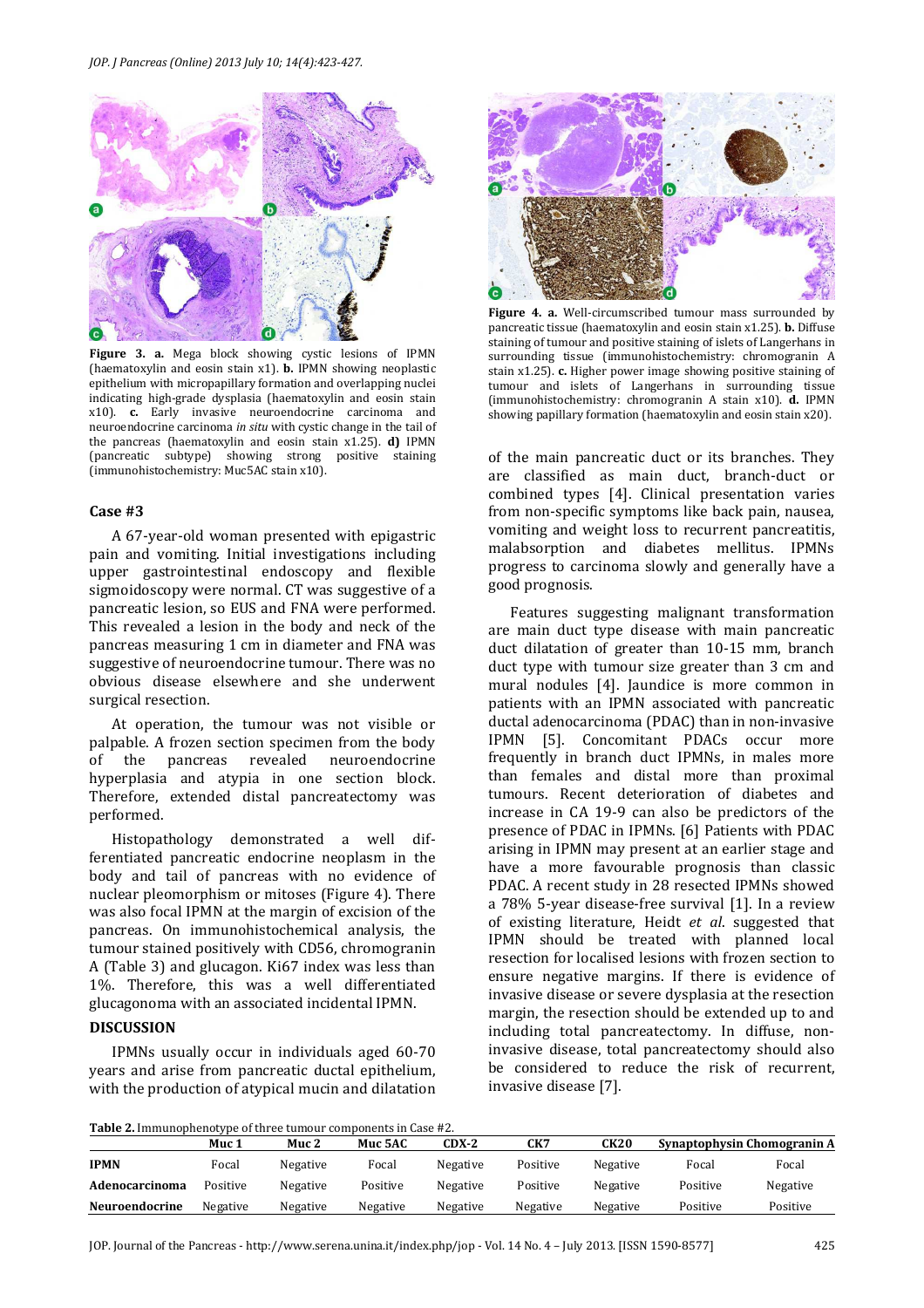**Figure 3. a.** Mega block showing cystic lesions of IPMN (haematoxylin and eosin stain x1). **b.** IPMN showing neoplastic epithelium with micropapillary formation and overlapping nuclei indicating high-grade dysplasia (haematoxylin and eosin stain x10). **c.** Early invasive neuroendocrine carcinoma and neuroendocrine carcinoma *in situ* with cystic change in the tail of the pancreas (haematoxylin and eosin stain x1.25). **d)** IPMN (pancreatic subtype) showing strong positive staining (immunohistochemistry: Muc5AC stain x10).

### Case #3

A 67-year-old woman presented with epigastric pain and vomiting. Initial investigations including upper gastrointestinal endoscopy and flexible sigmoidoscopy were normal. CT was suggestive of a pancreatic lesion, so EUS and FNA were performed. This revealed a lesion in the body and neck of the pancreas measuring 1 cm in diameter and FNA was suggestive of neuroendocrine tumour. There was no obvious disease elsewhere and she underwent surgical resection.

At operation, the tumour was not visible or palpable. A frozen section specimen from the body of the pancreas revealed neuroendocrine hyperplasia and atypia in one section block. Therefore, extended distal pancreatectomy was performed.

Histopathology demonstrated a well differentiated pancreatic endocrine neoplasm in the body and tail of pancreas with no evidence of nuclear pleomorphism or mitoses (Figure 4). There was also focal IPMN at the margin of excision of the pancreas. On immunohistochemical analysis, the tumour stained positively with CD56, chromogranin A (Table 3) and glucagon. Ki67 index was less than 1%. Therefore, this was a well differentiated glucagonoma with an associated incidental IPMN.

**Figure 4. a.** Well-circumscribed tumour mass surrounded by pancreatic tissue (haematoxylin and eosin stain x1.25). **b.** Diffuse staining of tumour and positive staining of islets of Langerhans in surrounding tissue (immunohistochemistry: chromogranin A stain x1.25). **c.** Higher power image showing positive staining of tumour and islets of Langerhans in surrounding tissue (immunohistochemistry: chromogranin A stain x10). **d.** IPMN showing papillary formation (haematoxylin and eosin stain x20).

## DISCUSSION

IPMNs usually occur in individuals aged 60-70 years and arise from pancreatic ductal epithelium, with the production of atypical mucin and dilatation of the main pancreatic duct or its branches. They are classified as main duct, branch-duct or combined types [4]. Clinical presentation varies from non-specific symptoms like back pain, nausea, vomiting and weight loss to recurrent pancreatitis, malabsorption and diabetes mellitus. IPMNs progress to carcinoma slowly and generally have a good prognosis.

Features suggesting malignant transformation are main duct type disease with main pancreatic duct dilatation of greater than 10-15 mm, branch duct type with tumour size greater than 3 cm and mural nodules [4]. Jaundice is more common in patients with an IPMN associated with pancreatic ductal adenocarcinoma (PDAC) than in non-invasive IPMN [5]. Concomitant PDACs occur more frequently in branch duct IPMNs, in males more than females and distal more than proximal tumours. Recent deterioration of diabetes and increase in CA 19-9 can also be predictors of the presence of PDAC in IPMNs. [6] Patients with PDAC arising in IPMN may present at an earlier stage and have a more favourable prognosis than classic PDAC. A recent study in 28 resected IPMNs showed a 78% 5-year disease-free survival [1]. In a review of existing literature, Heidt *et al*. suggested that IPMN should be treated with planned local resection for localised lesions with frozen section to ensure negative margins. If there is evidence of invasive disease or severe dysplasia at the resection margin, the resection should be extended up to and including total pancreatectomy. In diffuse, non-invasive disease, total pancreatectomy should also be considered to reduce the risk of recurrent, invasive disease [7].

**Table 2.** Immunophenotype of three tumour components in Case #2.

| | Muc 1 | Muc 2 | Muc 5AC | CDX-2 | CK7 | CK20 | Synaptophysin | Chomogranin A |
|---|---|---|---|---|---|---|---|---|
| **IPMN** | Focal | Negative | Focal | Negative | Positive | Negative | Focal | Focal |
| **Adenocarcinoma** | Positive | Negative | Positive | Negative | Positive | Negative | Positive | Negative |
| **Neuroendocrine** | Negative | Negative | Negative | Negative | Negative | Negative | Positive | Positive |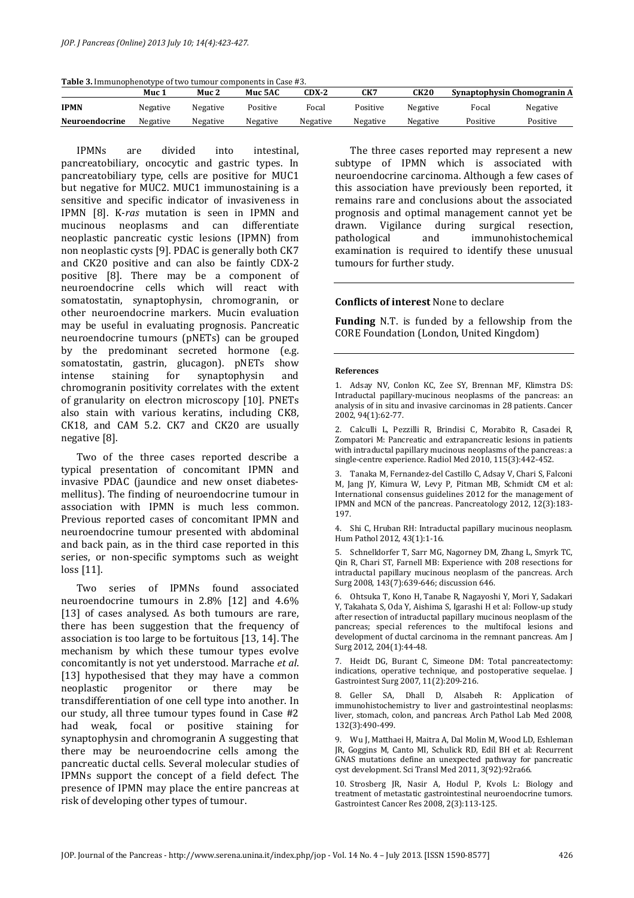**Table 3.** Immunophenotype of two tumour components in Case #3.

| | Muc 1 | Muc 2 | Muc 5AC | CDX-2 | CK7 | CK20 | Synaptophysin | Chomogranin A |
|---|---|---|---|---|---|---|---|---|
| **IPMN** | Negative | Negative | Positive | Focal | Positive | Negative | Focal | Negative |
| **Neuroendocrine** | Negative | Negative | Negative | Negative | Negative | Negative | Positive | Positive |

IPMNs are divided into intestinal, pancreatobiliary, oncocytic and gastric types. In pancreatobiliary type, cells are positive for MUC1 but negative for MUC2. MUC1 immunostaining is a sensitive and specific indicator of invasiveness in IPMN [8]. K-*ras* mutation is seen in IPMN and mucinous neoplasms and can differentiate neoplastic pancreatic cystic lesions (IPMN) from non neoplastic cysts [9]. PDAC is generally both CK7 and CK20 positive and can also be faintly CDX-2 positive [8]. There may be a component of neuroendocrine cells which will react with somatostatin, synaptophysin, chromogranin, or other neuroendocrine markers. Mucin evaluation may be useful in evaluating prognosis. Pancreatic neuroendocrine tumours (pNETs) can be grouped by the predominant secreted hormone (e.g. somatostatin, gastrin, glucagon). pNETs show intense staining for synaptophysin and chromogranin positivity correlates with the extent of granularity on electron microscopy [10]. PNETs also stain with various keratins, including CK8, CK18, and CAM 5.2. CK7 and CK20 are usually negative [8].

Two of the three cases reported describe a typical presentation of concomitant IPMN and invasive PDAC (jaundice and new onset diabetes-mellitus). The finding of neuroendocrine tumour in association with IPMN is much less common. Previous reported cases of concomitant IPMN and neuroendocrine tumour presented with abdominal and back pain, as in the third case reported in this series, or non-specific symptoms such as weight loss [11].

Two series of IPMNs found associated neuroendocrine tumours in 2.8% [12] and 4.6% [13] of cases analysed. As both tumours are rare, there has been suggestion that the frequency of association is too large to be fortuitous [13, 14]. The mechanism by which these tumour types evolve concomitantly is not yet understood. Marrache *et al*. [13] hypothesised that they may have a common neoplastic progenitor or there may be transdifferentiation of one cell type into another. In our study, all three tumour types found in Case #2 had weak, focal or positive staining for synaptophysin and chromogranin A suggesting that there may be neuroendocrine cells among the pancreatic ductal cells. Several molecular studies of IPMNs support the concept of a field defect. The presence of IPMN may place the entire pancreas at risk of developing other types of tumour.

The three cases reported may represent a new subtype of IPMN which is associated with neuroendocrine carcinoma. Although a few cases of this association have previously been reported, it remains rare and conclusions about the associated prognosis and optimal management cannot yet be drawn. Vigilance during surgical resection, pathological and immunohistochemical examination is required to identify these unusual tumours for further study.

**Conflicts of interest** None to declare

**Funding** N.T. is funded by a fellowship from the CORE Foundation (London, United Kingdom)

#### References

1. Adsay NV, Conlon KC, Zee SY, Brennan MF, Klimstra DS: Intraductal papillary-mucinous neoplasms of the pancreas: an analysis of in situ and invasive carcinomas in 28 patients. Cancer 2002, 94(1):62-77.

2. Calculli L, Pezzilli R, Brindisi C, Morabito R, Casadei R, Zompatori M: Pancreatic and extrapancreatic lesions in patients with intraductal papillary mucinous neoplasms of the pancreas: a single-centre experience. Radiol Med 2010, 115(3):442-452.

3. Tanaka M, Fernandez-del Castillo C, Adsay V, Chari S, Falconi M, Jang JY, Kimura W, Levy P, Pitman MB, Schmidt CM et al: International consensus guidelines 2012 for the management of IPMN and MCN of the pancreas. Pancreatology 2012, 12(3):183-197.

4. Shi C, Hruban RH: Intraductal papillary mucinous neoplasm. Hum Pathol 2012, 43(1):1-16.

5. Schnelldorfer T, Sarr MG, Nagorney DM, Zhang L, Smyrk TC, Qin R, Chari ST, Farnell MB: Experience with 208 resections for intraductal papillary mucinous neoplasm of the pancreas. Arch Surg 2008, 143(7):639-646; discussion 646.

6. Ohtsuka T, Kono H, Tanabe R, Nagayoshi Y, Mori Y, Sadakari Y, Takahata S, Oda Y, Aishima S, Igarashi H et al: Follow-up study after resection of intraductal papillary mucinous neoplasm of the pancreas; special references to the multifocal lesions and development of ductal carcinoma in the remnant pancreas. Am J Surg 2012, 204(1):44-48.

7. Heidt DG, Burant C, Simeone DM: Total pancreatectomy: indications, operative technique, and postoperative sequelae. J Gastrointest Surg 2007, 11(2):209-216.

8. Geller SA, Dhall D, Alsabeh R: Application of immunohistochemistry to liver and gastrointestinal neoplasms: liver, stomach, colon, and pancreas. Arch Pathol Lab Med 2008, 132(3):490-499.

9. Wu J, Matthaei H, Maitra A, Dal Molin M, Wood LD, Eshleman JR, Goggins M, Canto MI, Schulick RD, Edil BH et al: Recurrent GNAS mutations define an unexpected pathway for pancreatic cyst development. Sci Transl Med 2011, 3(92):92ra66.

10. Strosberg JR, Nasir A, Hodul P, Kvols L: Biology and treatment of metastatic gastrointestinal neuroendocrine tumors. Gastrointest Cancer Res 2008, 2(3):113-125.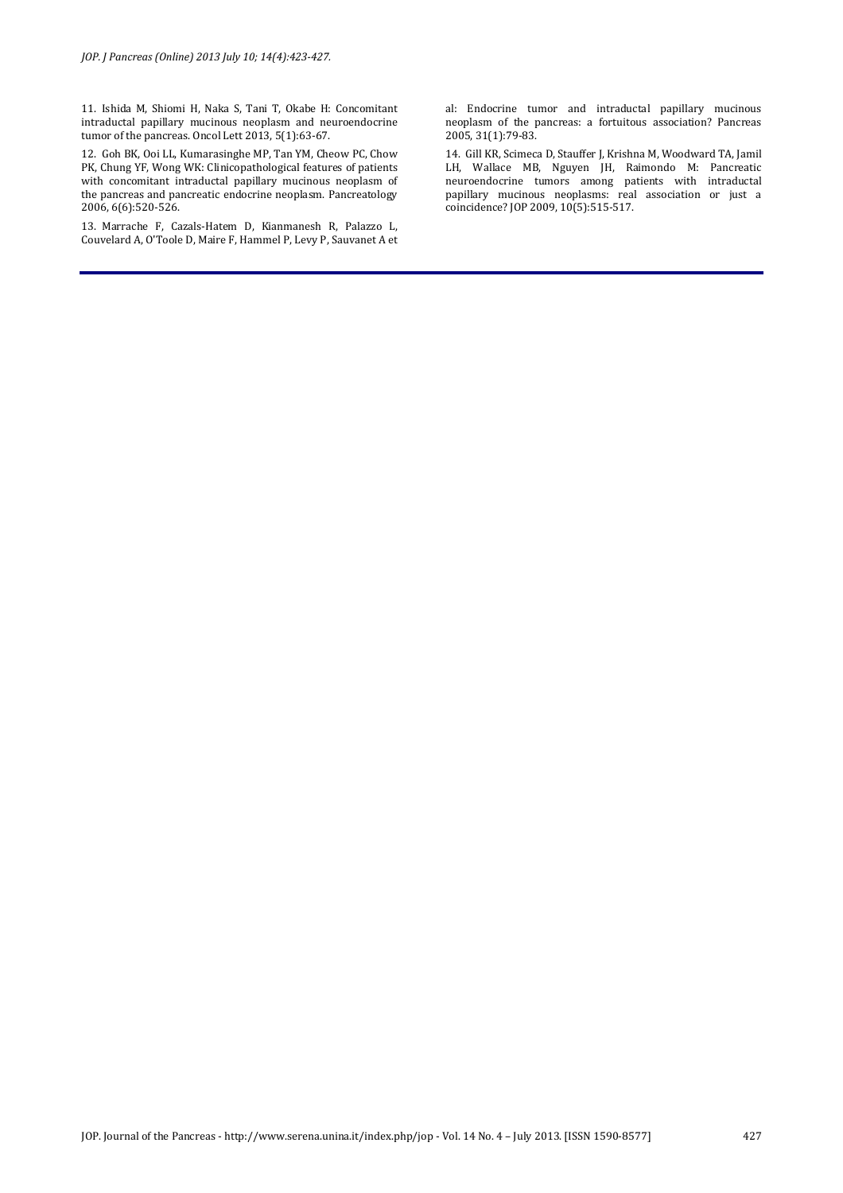11. Ishida M, Shiomi H, Naka S, Tani T, Okabe H: Concomitant intraductal papillary mucinous neoplasm and neuroendocrine tumor of the pancreas. Oncol Lett 2013, 5(1):63-67.

12. Goh BK, Ooi LL, Kumarasinghe MP, Tan YM, Cheow PC, Chow PK, Chung YF, Wong WK: Clinicopathological features of patients with concomitant intraductal papillary mucinous neoplasm of the pancreas and pancreatic endocrine neoplasm. Pancreatology 2006, 6(6):520-526.

13. Marrache F, Cazals-Hatem D, Kianmanesh R, Palazzo L, Couvelard A, O'Toole D, Maire F, Hammel P, Levy P, Sauvanet A et al: Endocrine tumor and intraductal papillary mucinous neoplasm of the pancreas: a fortuitous association? Pancreas 2005, 31(1):79-83.

14. Gill KR, Scimeca D, Stauffer J, Krishna M, Woodward TA, Jamil LH, Wallace MB, Nguyen JH, Raimondo M: Pancreatic neuroendocrine tumors among patients with intraductal papillary mucinous neoplasms: real association or just a coincidence? JOP 2009, 10(5):515-517.